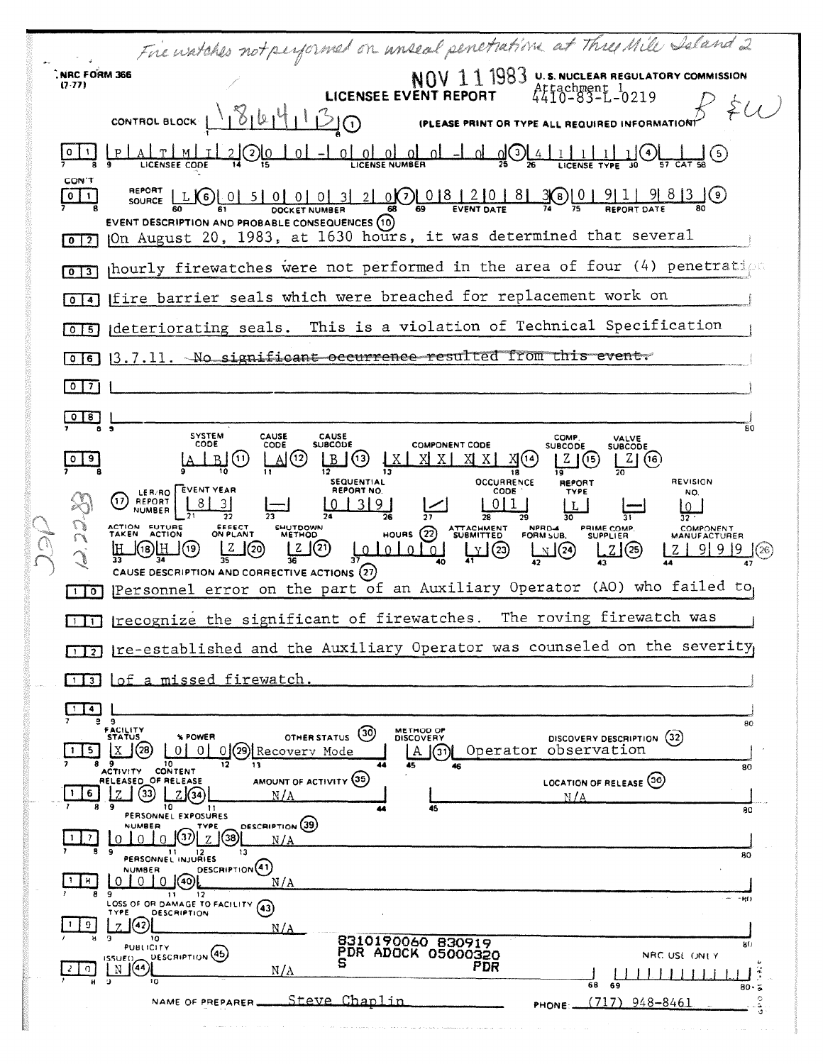*Fire watches not performed on unseal penetrations at Three Mile Island 2*

NRC FORM 366
(7-77)

NOV 11 1983

U.S. NUCLEAR REGULATORY COMMISSION

**LICENSEE EVENT REPORT**

Attachment 1
4410-83-L-0219

B & W

CONTROL BLOCK | 1 8 6 4 1 3 | (1) (PLEASE PRINT OR TYPE ALL REQUIRED INFORMATION)

| 0 1 | P A T M I 2 (2) | 0 0 - 0 0 0 0 0 - 0 0 (3) | 4 1 1 1 1 (4) | | (5) |
|---|---|---|---|---|---|
| | LICENSEE CODE | LICENSE NUMBER | LICENSE TYPE | CAT | |

CON'T

| 0 1 | REPORT SOURCE L (6) | 0 5 0 0 0 3 2 0 (7) | 0 8 2 0 8 3 (8) | 0 9 1 9 8 3 (9) |
|---|---|---|---|---|
| | | DOCKET NUMBER | EVENT DATE | REPORT DATE |

EVENT DESCRIPTION AND PROBABLE CONSEQUENCES (10)

[0 2] On August 20, 1983, at 1630 hours, it was determined that several
[0 3] hourly firewatches were not performed in the area of four (4) penetration
[0 4] fire barrier seals which were breached for replacement work on
[0 5] deteriorating seals. This is a violation of Technical Specification
[0 6] 3.7.11. ~~No significant occurrence resulted from this event.~~
[0 7]
[0 8]

| | SYSTEM CODE | CAUSE CODE | CAUSE SUBCODE | COMPONENT CODE | COMP. SUBCODE | VALVE SUBCODE |
|---|---|---|---|---|---|---|
| 0 9 | A B (11) | A (12) | B (13) | X X X X X X (14) | Z (15) | Z (16) |

| (17) LER/RO REPORT NUMBER | EVENT YEAR | | SEQUENTIAL REPORT NO. | | OCCURRENCE CODE | REPORT TYPE | | REVISION NO. |
|---|---|---|---|---|---|---|---|---|
| | 8 3 | — | 0 3 9 | / | 0 1 | L | — | 0 |

| ACTION TAKEN | FUTURE ACTION | EFFECT ON PLANT | SHUTDOWN METHOD | HOURS (22) | ATTACHMENT SUBMITTED | NPRD-4 FORM SUB. | PRIME COMP. SUPPLIER | COMPONENT MANUFACTURER |
|---|---|---|---|---|---|---|---|---|
| H (18) | H (19) | Z (20) | Z (21) | 0 0 0 0 | Y (23) | N (24) | Z (25) | Z 9 9 9 (26) |

CAUSE DESCRIPTION AND CORRECTIVE ACTIONS (27)

[1 0] Personnel error on the part of an Auxiliary Operator (AO) who failed to
[1 1] recognize the significant of firewatches. The roving firewatch was
[1 2] re-established and the Auxiliary Operator was counseled on the severity
[1 3] of a missed firewatch.
[1 4]

| | FACILITY STATUS | % POWER | OTHER STATUS (30) | METHOD OF DISCOVERY | DISCOVERY DESCRIPTION (32) |
|---|---|---|---|---|---|
| 1 5 | X (28) | 0 0 0 (29) | Recovery Mode | A (31) | Operator observation |

| | ACTIVITY RELEASED | CONTENT OF RELEASE | AMOUNT OF ACTIVITY (35) | LOCATION OF RELEASE (36) |
|---|---|---|---|---|
| 1 6 | Z (33) | Z (34) | N/A | N/A |

PERSONNEL EXPOSURES

| | NUMBER | TYPE | DESCRIPTION (39) |
|---|---|---|---|
| 1 7 | 0 0 0 (37) | Z (38) | N/A |

PERSONNEL INJURIES

| | NUMBER | DESCRIPTION (41) |
|---|---|---|
| 1 8 | 0 0 0 (40) | N/A |

LOSS OF OR DAMAGE TO FACILITY (43)

| | TYPE | DESCRIPTION |
|---|---|---|
| 1 9 | Z (42) | N/A |

PUBLICITY

| | ISSUED | DESCRIPTION (45) |
|---|---|---|
| 2 0 | N (44) | N/A |

8310190060 830919
PDR ADOCK 05000320
S PDR

NRC USE ONLY

NAME OF PREPARER: Steve Chaplin PHONE: (717) 948-8461

*DOC 10.22.83*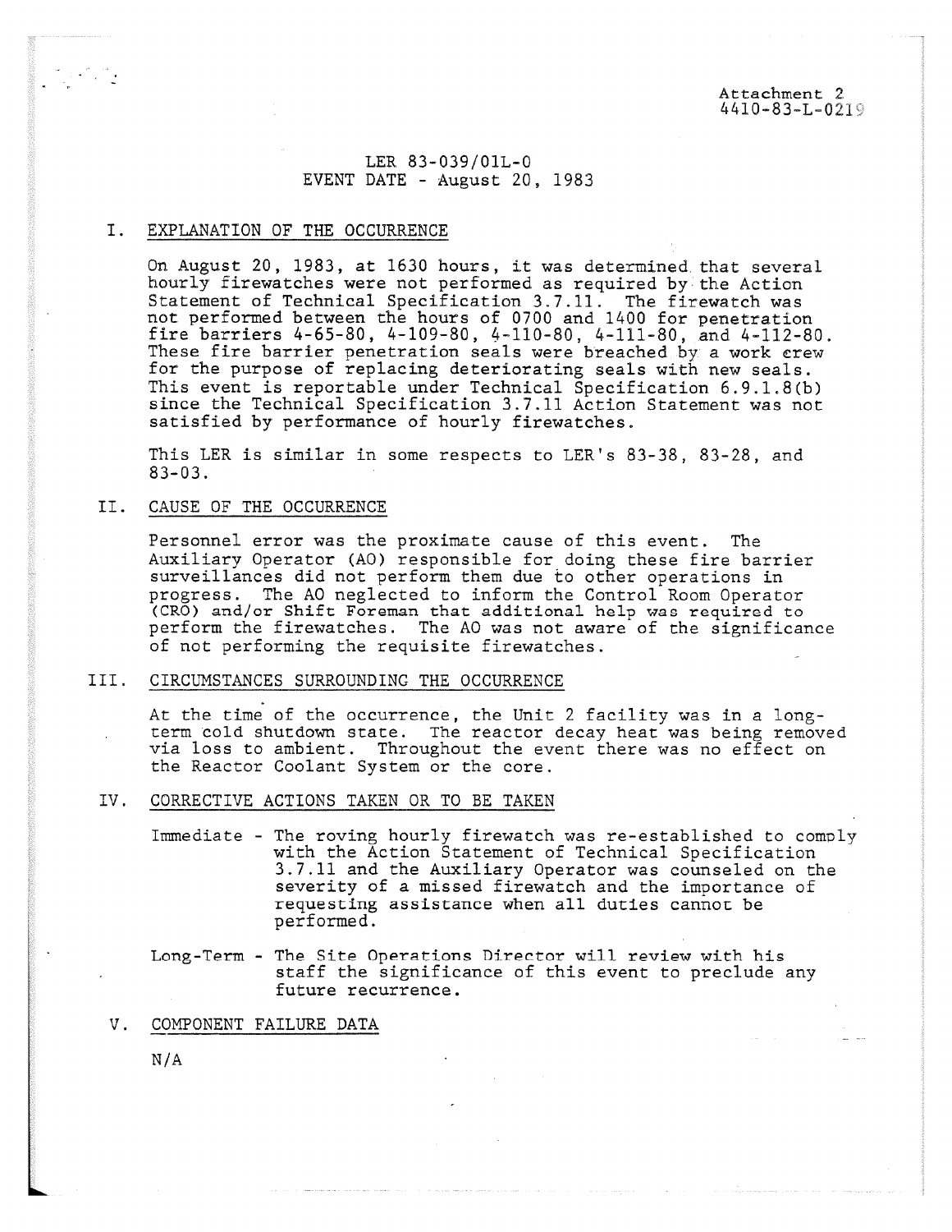Attachment 2
4410-83-L-0219

LER 83-039/01L-0
EVENT DATE - August 20, 1983

## I. EXPLANATION OF THE OCCURRENCE

On August 20, 1983, at 1630 hours, it was determined that several hourly firewatches were not performed as required by the Action Statement of Technical Specification 3.7.11. The firewatch was not performed between the hours of 0700 and 1400 for penetration fire barriers 4-65-80, 4-109-80, 4-110-80, 4-111-80, and 4-112-80. These fire barrier penetration seals were breached by a work crew for the purpose of replacing deteriorating seals with new seals. This event is reportable under Technical Specification 6.9.1.8(b) since the Technical Specification 3.7.11 Action Statement was not satisfied by performance of hourly firewatches.

This LER is similar in some respects to LER's 83-38, 83-28, and 83-03.

## II. CAUSE OF THE OCCURRENCE

Personnel error was the proximate cause of this event. The Auxiliary Operator (AO) responsible for doing these fire barrier surveillances did not perform them due to other operations in progress. The AO neglected to inform the Control Room Operator (CRO) and/or Shift Foreman that additional help was required to perform the firewatches. The AO was not aware of the significance of not performing the requisite firewatches.

## III. CIRCUMSTANCES SURROUNDING THE OCCURRENCE

At the time of the occurrence, the Unit 2 facility was in a long-term cold shutdown state. The reactor decay heat was being removed via loss to ambient. Throughout the event there was no effect on the Reactor Coolant System or the core.

## IV. CORRECTIVE ACTIONS TAKEN OR TO BE TAKEN

Immediate - The roving hourly firewatch was re-established to comply with the Action Statement of Technical Specification 3.7.11 and the Auxiliary Operator was counseled on the severity of a missed firewatch and the importance of requesting assistance when all duties cannot be performed.

Long-Term - The Site Operations Director will review with his staff the significance of this event to preclude any future recurrence.

## V. COMPONENT FAILURE DATA

N/A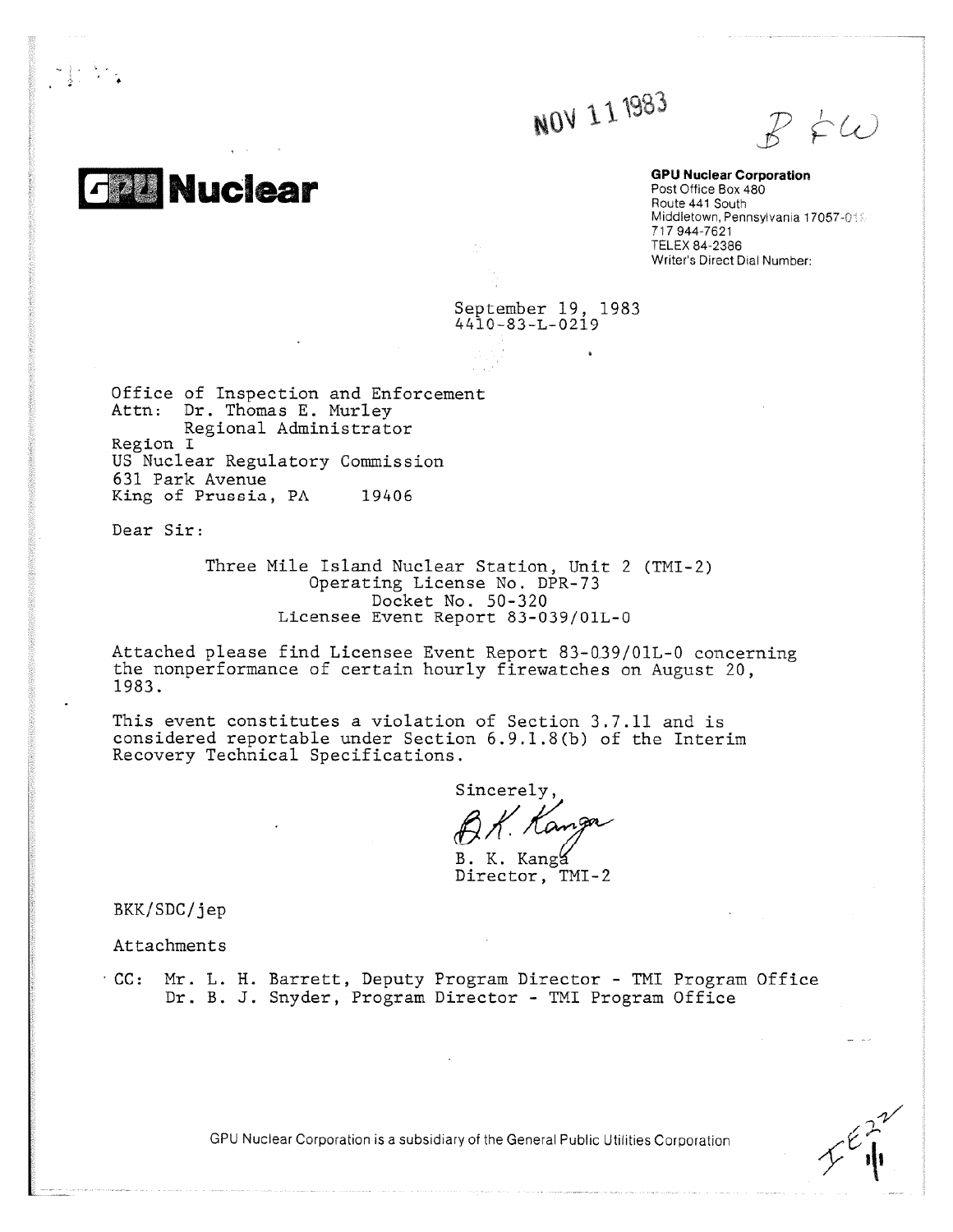NOV 11 1983

B FW

**GPU Nuclear**

**GPU Nuclear Corporation**
Post Office Box 480
Route 441 South
Middletown, Pennsylvania 17057-0
717 944-7621
TELEX 84-2386
Writer's Direct Dial Number:

September 19, 1983
4410-83-L-0219

Office of Inspection and Enforcement
Attn: Dr. Thomas E. Murley
Regional Administrator
Region I
US Nuclear Regulatory Commission
631 Park Avenue
King of Prussia, PA 19406

Dear Sir:

Three Mile Island Nuclear Station, Unit 2 (TMI-2)
Operating License No. DPR-73
Docket No. 50-320
Licensee Event Report 83-039/01L-0

Attached please find Licensee Event Report 83-039/01L-0 concerning the nonperformance of certain hourly firewatches on August 20, 1983.

This event constitutes a violation of Section 3.7.11 and is considered reportable under Section 6.9.1.8(b) of the Interim Recovery Technical Specifications.

Sincerely,

B. K. Kanga
B. K. Kanga
Director, TMI-2

BKK/SDC/jep

Attachments

CC: Mr. L. H. Barrett, Deputy Program Director - TMI Program Office
Dr. B. J. Snyder, Program Director - TMI Program Office

GPU Nuclear Corporation is a subsidiary of the General Public Utilities Corporation

IE22
1/1